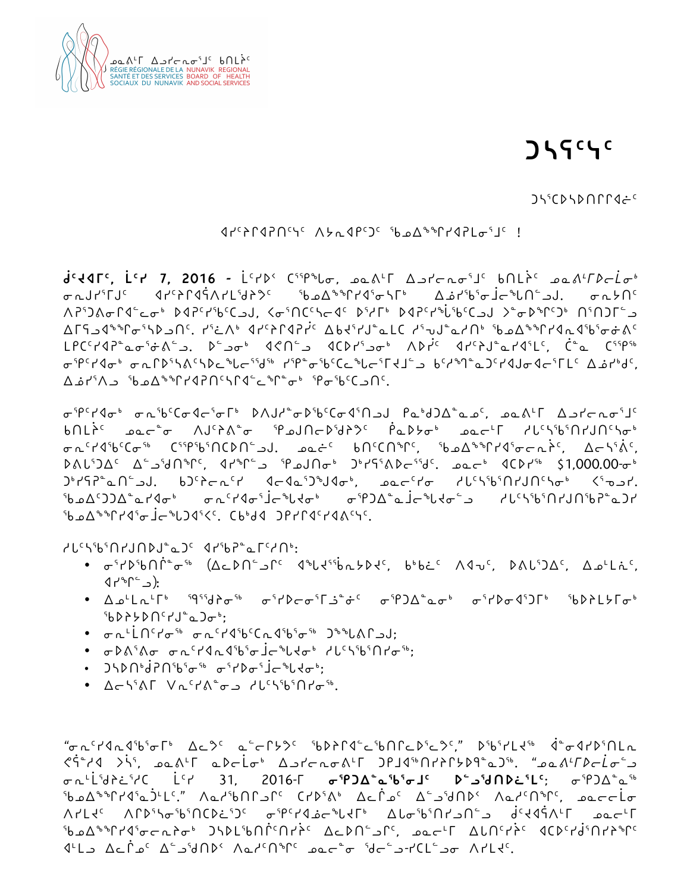ᓄᓇᕕᒻᒥ ᐃᓗᓯᓕᕆᓂᕐᒧᑦ ᑲᑎᒪᔩᑦ
RÉGIE RÉGIONALE DE LA SANTÉ ET DES SERVICES SOCIAUX DU NUNAVIK
NUNAVIK REGIONAL BOARD OF HEALTH AND SOCIAL SERVICES

# ᑐᓴᕋᑦᓴᑦ

ᑐᓴᕐᑕᐅᓴᐅᑎᒋᒋᐊᓖᑦ

## ᐊᓯᑦᔨᒋᐊᕈᑎᑦᓴᑦ ᐱᔭᓇᐊᕈᑦᑐᑦ ᖃᓄᐃᙱᑦᓯᐊᕈᒪᓂᕐᒧᑦ !

**ᑰᔾᔪᐊᒥᑦ, ᒫᑦᓯ 7, 2016 -** ᒫᑦᓯᐅᑉ ᑕᕐᕿᖓᓂ, ᓄᓇᕕᒻᒥ ᐃᓗᓯᓕᕆᓂᕐᒧᑦ ᑲᑎᒪᔩᑦ ᓄᓇᕕᒻᒥᐅᓕᒫᓂᒃ ᓂᕆᒍᓯᕐᒥᒧᑦ ᐊᓯᑦᔨᒋᐊᕿᐱᓯᒪᖁᔨᔪᑦ ᖃᓄᐃᙱᑦᓯᐊᕐᓂᓴᒥᒃ ᐃᓅᓯᖃᕐᓂᓕᒫᖓᓂᒃ. ᓂᕆᓴᓂᑦ ᐱᐅᕐᑐᐱᓂᒋᐊᓪᓚᓂᒃ ᐅᐊᐳᑦᓯᕐᑲᑦᑕᑐᒍ, ᐸᓂᕐᑎᑦᑎᓴᓕᐊᑦ ᐅᕐᓯᒥᒃ ᐅᐊᐳᑦᓯᖕᒑᕐᑲᑦᑕᑐᒍ ᐳᓂᐅᖕᒋᑦᑐᒃ ᑎᕐᑎᑐᕐᒥᓪᓗ ᐃᒥᕐᕋᓗᐊᖕᖏᓂᕐᓴᐅᓗᑎᑦ. ᓯᕐᓛᐱᒃ ᐊᓯᑦᔨᒋᐊᕈᑎᒋᔪᑦ ᐃᑲᔪᕐᓱᑦᓄᓚᑕ ᓱᕐᕈᓘᓇᓯᑎᒃ ᖃᓄᐃᙱᑦᓯᐊᓇᓱᐊᕐᑲᓂᓂᕕᑦ ᒪᕈᑦᓯᐊᕈᓐᓇᓂᕐᓂᕕᓐᓗ. ᐅᓪᓗᓂᒃ ᐊᕝᕕᑦᓗ ᐊᑕᐅᓯᕐᓗᓂᒃ ᐱᐅᔫᑦ ᐊᓯᑦᔨᒍᓐᓇᓯᐊᕐᓕᑦ, ᑖᓐᓇ ᑕᕐᕿᖅ ᓂᕆᑦᓯᐊᓂᒃ ᓄᓇᒥᐅᕐᓴᕕᑦᓴᐅᓚᖕᒐᓚᕐᒃᑯᑦ ᓯᕿᓐᓂᕐᑖᕐᑕᓚᖕᒐᓚᕐᒥᔪᓗ ᑲᑦᓯᖏᓐᓇᑐᑦᓯᐊᒍᓂᐊᓕᕐᒥᓪᑦ ᐃᓅᓯᒃᑯᑦ, ᐃᓅᓯᐱᓗ ᖃᓄᐃᙱᑦᓯᐊᕈᑎᑦᓯᒋᐊᓕᖕᒥᓂᒃ ᕿᓂᕐᑲᑦᑐᑎᑦ.

ᓂᕿᑦᓯᐊᓂᒃ ᓂᕆᑲᑦᑕᓂᐊᓕᕐᓂᕐᒥᒃ ᐅᐱᒍᓯᓐᓂᐅᕐᑲᑦᑕᓂᐊᕐᑎᓗᒍ ᑭᓇᒃᑯᐃᓐᓇᓄᑦ, ᓄᓇᕕᒻᒥ ᐃᓗᓯᓕᕆᓂᕐᒧᑦ ᑲᑎᒪᔩᑦ ᓄᓇᓕᓐᓂ ᐱᒍᑦᔨᕕᓐᓂ ᕿᓄᒍᑎᓕᐅᕐᑯᔨᔪᑦ ᖄᓇᐅᔭᓂᒃ ᓄᓇᓕᒥ ᓯᓚᑦᓴᕐᑎᕐᓯᒍᑎᑦᓴᓂᒃ ᓂᕆᑦᓯᐊᕐᑕᓂᖕ ᑕᕐᕿᕐᑎᑕᐅᑎᓪᓗᒍ. ᓄᓇᓖᑦ ᑲᑎᑦᑎᕐᒥᑦ, ᖃᓄᐃᙱᑦᓯᐊᕐᓂᓕᕆᔩᑦ, ᐃᓕᓭᕕᐊᑦ, ᐅᕙᒪᕐᑐᐃᑦ ᐃᓪᓗᕐᑯᑎᕐᒥᑦ, ᐊᓯᕐᒥᓪᓗ ᕿᓄᒍᑎᓂᒃ ᑐᑦᓯᕋᕐᐱᐅᓕᖕᖑᑦ. ᓄᓇᓕᑦ ᐊᑕᐅᓯᕐᑖᕐᓂᒃ $1,000.00-ᓂᒃ ᑐᑦᓯᕋᕐᓇᑎᓪᓗᒍ. ᑲᑐᑦᔨᓂᖅᑕᕐᓗᑎᒃ ᐊᓕᐊᓇᕐᑐᖕᒍᐊᓂᒃ, ᓄᓇᓕᕐᔪᓂ ᓯᓚᑦᓴᕐᑎᕐᓯᒍᑎᑦᓴᓂᒃ ᐸᕐᓄᓯᔪᑦ. ᖃᓄᐃᑦᑐᐃᓐᓇᕐᔪᐊᓂᒃ ᓂᕆᔪᐊᓂᕐᒫᓕᕐᓚᔪᓂᒃ ᓂᕿᑐᐃᓐᓇᒫᓕᕐᓚᔪᓂᕐᓗ ᓯᓚᑦᓴᕐᑎᕐᓯᒍᑎᕐᑲᕐᓇᑐᓯ ᖃᓄᐃᙱᑦᓯᐊᕐᓂᒫᓕᕐᓚᒍᑐᐊᕐᐸᑦ. ᑕᑲᒃᑯᐊ ᑐᑭᓯᒋᐊᑦᓯᐊᕙᑦᓴᑦ.

ᓯᓚᑦᓴᕐᑎᕐᓯᒍᑎᐅᓯᓐᓇᑐᑦ ᐊᓯᕐᑲᕐᓇᒥᑦᓯᑎᒃ:

- ᓂᕐᔨᕐᑲᑎᕐᓂᕐᓂᒃ (ᐃᓚᐅᑎᓪᓗᒥᑦ ᐊᖓᔪᖅᑲᐅᑉᓗᐃᑦ, ᑲᒃᑲᓛᑦ ᐱᐊᕋᑦ, ᐅᕙᒪᕐᑐᐃᑦ, ᐃᓄᒪᓂᑦ, ᐊᓯᖏᓪᓗ);
- ᐃᓄᒪᓇᒥᒃ ᕿᕐᖑᔭᕐᓂᒃ ᓂᕐᔨᕐᓕᓂᕐᒦᓃᑦ ᓂᕿᑐᐃᓐᓇᓂᒃ ᓂᕐᔨᕐᓂᐊᕐᑐᒥᒃ ᖃᐅᔨᒪᔭᒥᒃ ᖃᐅᔨᓴᐅᑎᑦᓯᔪᓐᓇᑐᒃ;
- ᓂᕆᒫᑎᑦᓯᓂᕐ ᓂᕆᑦᓯᐊᕐᑕᕆᐊᖕᓂᕐᓂᕐ ᑐᖕᒐᕕᒥᓗᒍ;
- ᓂᐅᕕᕐᕕᓂ ᓂᕆᑦᓯᐊᓂᕐᒫᓕᕐᓚᔪᓂᒃ ᓯᓚᑦᓴᕐᑎᕐᓯᓂᕐ;
- ᑐᓴᐅᑎᒃᑰᕈᑎᕐᑲᓂᕐ ᓂᕐᔨᐅᓂᕐᒫᓕᕐᓚᔪᒃ;
- ᐃᓕᓴᕐᕕᒥ ᕓᓇᑦᓯᕕᓐᓂᓗ ᓯᓚᑦᓴᕐᑎᕐᓯᓂᕐ.

"ᓂᕆᑦᓯᐊᓇᓱᐊᕐᑲᓂᕐᒥ ᐃᓚᐅᑦ ᓇᓪᓕᕐᔭᑦ ᖃᐅᔨᒋᐊᓪᓚᕐᑲᓂᕐᓕᐅᕐᓚᐅᑦ," ᐅᕐᑲᕐᓯᒪᔪᖅ ᕘᓂᐊᓯᐅᕐᑎᒪᓇ ᕙᕚᓯᐊ ᐳᓵᕐ, ᓄᓇᕕᒻᒥ ᓇᐅᓕᒫᓂᒃ ᐃᓗᓯᓕᕆᓂᕕᒻᒥ ᑐᑭᒧᐊᕐᑎᓯᔨᕐᔪᐊᕋᓗᐊᕐ. "ᓄᓇᕕᒻᒥᐅᓕᒫᓄᑦ ᓂᕆᒪᕐᑯᔨᓯᑕ ᒫᑦᓯ 31, 2016-ᒥ **ᓂᕿᑐᐃᓐᓇᕐᑲᕐᓂᕐᒧᑦ ᐅᓪᓗᕐᑯᑎᐅᓛᕐᒪᑦ**; ᓂᕿᑐᐃᓐᓇᕐ ᖃᓄᐃᙱᑦᓯᐊᕐᓇᕐᒪᑦ." ᐱᓇᓱᒃᑎᒥᓗᒥᑦ ᑕᐃᑯᕕᒃ ᐃᓚᒦᓐᓂᑦ ᐃᓪᓗᕐᑯᑎᐅᑉ ᐱᓇᓱᑎᖕᒥᑦ, ᓄᓇᓕᓕᒫᓂ ᐱᓯᒪᔪᑦ ᐱᒥᐅᕐᓴᓂᕐᑲᕐᑎᑕᐅᓛᕐᑐᑦ ᓂᕿᑦᓯᐊᓄᑦᔨᕐᓚᔪᒥᒃ ᐃᒪᓂᕐᑲᕐᑎᕐᓗᑎᓪᓗ ᑰᔾᔪᐊᕐᐱᒥ ᓄᓇᓕᒥ ᖃᓄᐃᙱᑦᓯᐊᕐᓂᓕᕆᔨᓂᒃ ᑐᓴᒪᕐᑲᕐᓇᕐᑎᑕᐅᔫᑦ ᐃᓚᐅᑎᓪᓗᒥᑦ, ᓄᓇᓕᒥ ᐃᓚᒋᑦᓯᔫᑦ ᐊᑕᐅᑦᓯᑰᕐᑎᓯᔪᕐᒥᑦ ᐊᒻᒪᓗ ᐃᓚᒦᓐᓂᑦ ᐃᓪᓗᕐᑯᑎᐅᑉ ᐱᓇᓱᑎᖕᒥᑦ ᓄᓇᓕᓐᓂ ᖁᓪᓕᕐᒧᔨᑕᒪᓂ ᐱᓯᒪᔪᑦ.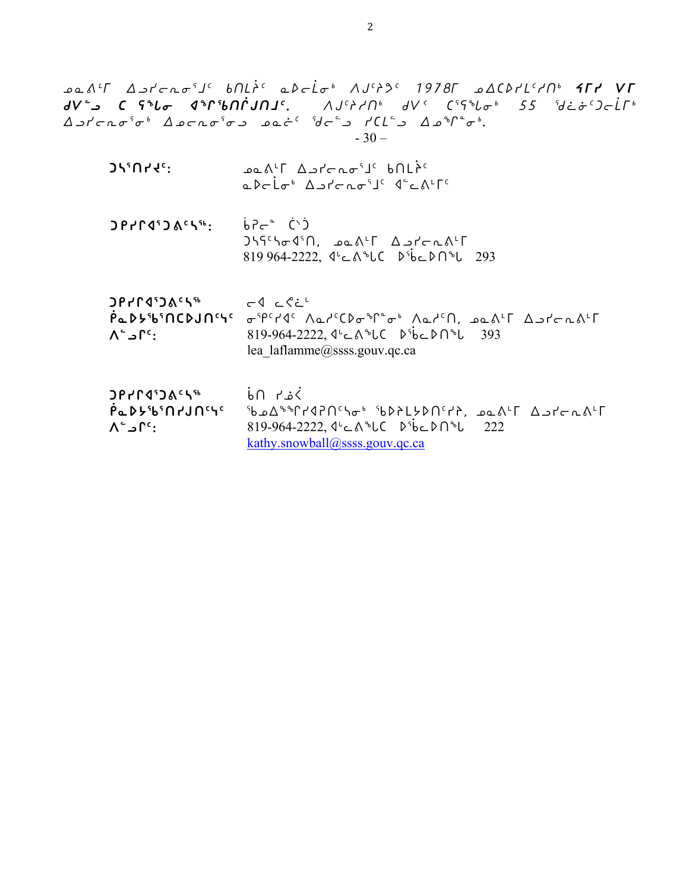ᓄᓇᕕᒻᒥ ᐃᓗᓯᓕᕆᓂᕐᒧᑦ ᑲᑎᒪᔩᑦ ᓇᐅᓕᒫᓂᒃ ᐱᒍᑦᔨᕗᑦ 1978ᒥ ᓄᐃᑕᐅᓯᒪᓪᓯᑎᒃ ***ᔦᒥᔅ ᐯᒥ ᑯᐯᓪᓗ ᑕ ᕋᒃᑲᓂ ᐊᒃᒋᖃᑎᒌᒍᑎᒧᑦ.*** ᐱᒍᑦᔨᓯᑎᒃ ᑯᐯᑉ ᑖᕋᒃᑲᓂᒃ 55 ᖁᓛᓃᑦᑐᓕᒦᒃ ᐃᓗᓯᓕᕆᓂᕐᓂᒃ ᐃᓄᓕᕆᓂᕐᓂᓗ ᓄᓇᓖᑦ ᖁᓕᓪᓗ ᓯᑕᒪᓪᓗ ᐃᓄᖏᓐᓂᒃ.

- 30 –

ᑐᓴᕐᑎᓯᔪᑦ: ᓄᓇᕕᒻᒥ ᐃᓗᓯᓕᕆᓂᕐᒧᑦ ᑲᑎᒪᔩᑦ
ᓇᐅᓕᒫᓂᒃ ᐃᓗᓯᓕᕆᓂᕐᒧᑦ ᐊᓪᓚᕕᒻᒥᑦ

ᑐᑭᓯᒋᐊᕐᑐᕕᑦᓴᖅ: ᑳᕈᓕᓐ ᑖᔅᑐ
ᑐᓴᖃᑦᓴᓂᐊᕐᑎ, ᓄᓇᕕᒻᒥ ᐃᓗᓯᓕᕆᕕᒻᒥ
819 964-2222, ᐊᒡᓚᕕᒃᒪᑕ ᐅᖄᓚᐅᑎᒃᑲ 293

ᑐᑭᓯᒋᐊᕐᑐᕕᑦᓴᖅ ᐲᓇᐅᔭᕐᑲᕐᑎᑕᐅᒍᑎᑦᓴᑦ ᐱᓪᓗᒥᑦ: ᓕᐊ ᓚᕙᓛᒻ
ᓂᕿᑦᓯᐊᑦ ᐱᓇᓯᑦᑕᐅᓂᒃᒥᓐᓂᒃ ᐱᓇᓯᑦᑎ, ᓄᓇᕕᒻᒥ ᐃᓗᓯᓕᕆᕕᒻᒥ
819-964-2222, ᐊᒡᓚᕕᒃᒪᑕ ᐅᖄᓚᐅᑎᒃᑲ 393
lea_laflamme@ssss.gouv.qc.ca

ᑐᑭᓯᒋᐊᕐᑐᕕᑦᓴᖅ ᐲᓇᐅᔭᕐᑲᕐᑎᓯᒍᑎᑦᓴᑦ ᐱᓪᓗᒥᑦ: ᑳᑎ ᓯᓅᐹᓪ
ᖃᓄᐃᒃᒋᓯᐊᕈᑎᑦᓴᓂᒃ ᖃᐅᔨᒪᔭᐅᑎᑦᓯᔨ, ᓄᓇᕕᒻᒥ ᐃᓗᓯᓕᕆᕕᒻᒥ
819-964-2222, ᐊᒡᓚᕕᒃᒪᑕ ᐅᖄᓚᐅᑎᒃᑲ 222
kathy.snowball@ssss.gouv.qc.ca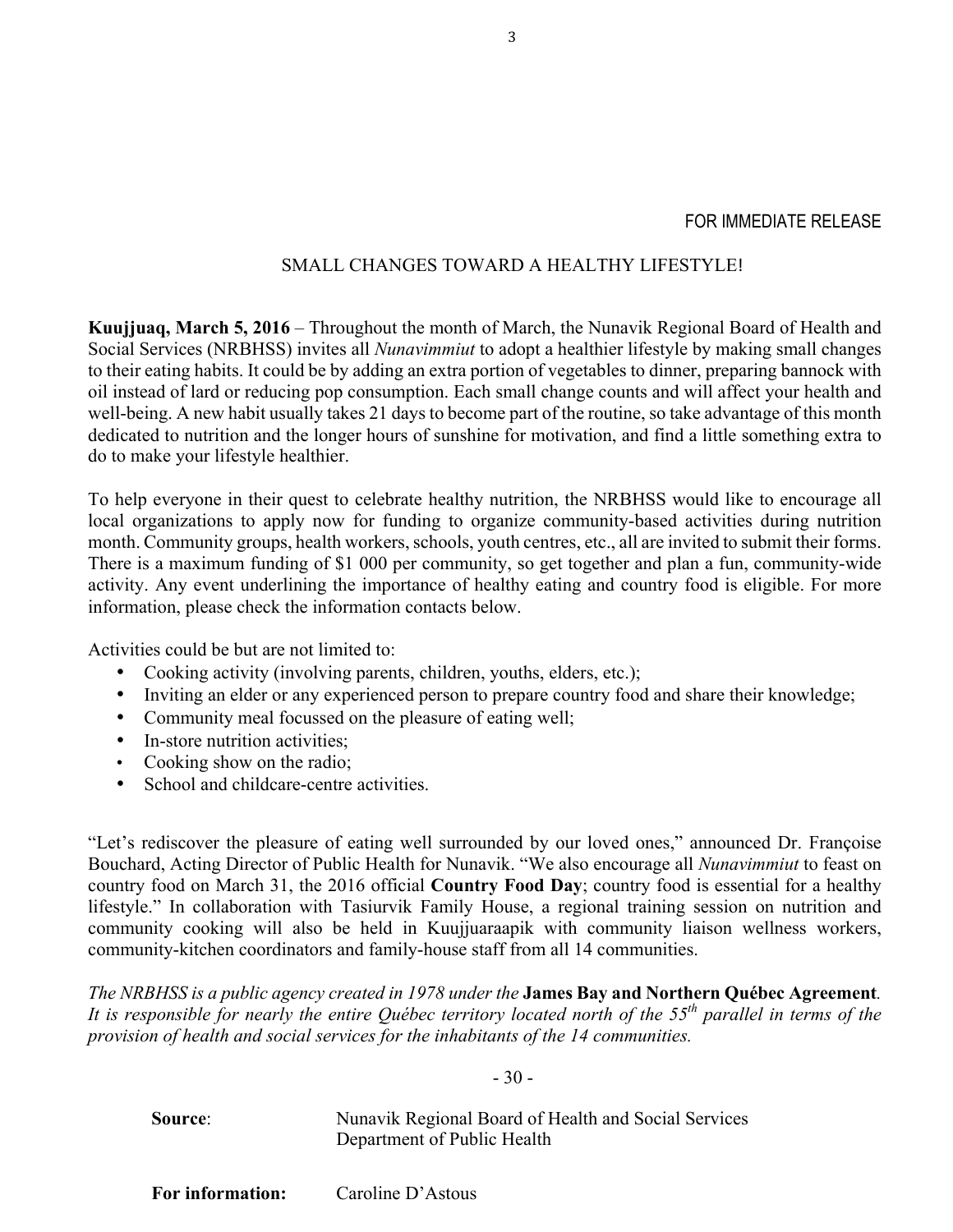FOR IMMEDIATE RELEASE

# SMALL CHANGES TOWARD A HEALTHY LIFESTYLE!

**Kuujjuaq, March 5, 2016** – Throughout the month of March, the Nunavik Regional Board of Health and Social Services (NRBHSS) invites all *Nunavimmiut* to adopt a healthier lifestyle by making small changes to their eating habits. It could be by adding an extra portion of vegetables to dinner, preparing bannock with oil instead of lard or reducing pop consumption. Each small change counts and will affect your health and well-being. A new habit usually takes 21 days to become part of the routine, so take advantage of this month dedicated to nutrition and the longer hours of sunshine for motivation, and find a little something extra to do to make your lifestyle healthier.

To help everyone in their quest to celebrate healthy nutrition, the NRBHSS would like to encourage all local organizations to apply now for funding to organize community-based activities during nutrition month. Community groups, health workers, schools, youth centres, etc., all are invited to submit their forms. There is a maximum funding of $1 000 per community, so get together and plan a fun, community-wide activity. Any event underlining the importance of healthy eating and country food is eligible. For more information, please check the information contacts below.

Activities could be but are not limited to:

- Cooking activity (involving parents, children, youths, elders, etc.);
- Inviting an elder or any experienced person to prepare country food and share their knowledge;
- Community meal focussed on the pleasure of eating well;
- In-store nutrition activities;
- Cooking show on the radio;
- School and childcare-centre activities.

"Let's rediscover the pleasure of eating well surrounded by our loved ones," announced Dr. Françoise Bouchard, Acting Director of Public Health for Nunavik. "We also encourage all *Nunavimmiut* to feast on country food on March 31, the 2016 official **Country Food Day**; country food is essential for a healthy lifestyle." In collaboration with Tasiurvik Family House, a regional training session on nutrition and community cooking will also be held in Kuujjuaraapik with community liaison wellness workers, community-kitchen coordinators and family-house staff from all 14 communities.

*The NRBHSS is a public agency created in 1978 under the* ***James Bay and Northern Québec Agreement****. It is responsible for nearly the entire Québec territory located north of the 55th parallel in terms of the provision of health and social services for the inhabitants of the 14 communities.*

\- 30 -

**Source**: Nunavik Regional Board of Health and Social Services
Department of Public Health

**For information:** Caroline D'Astous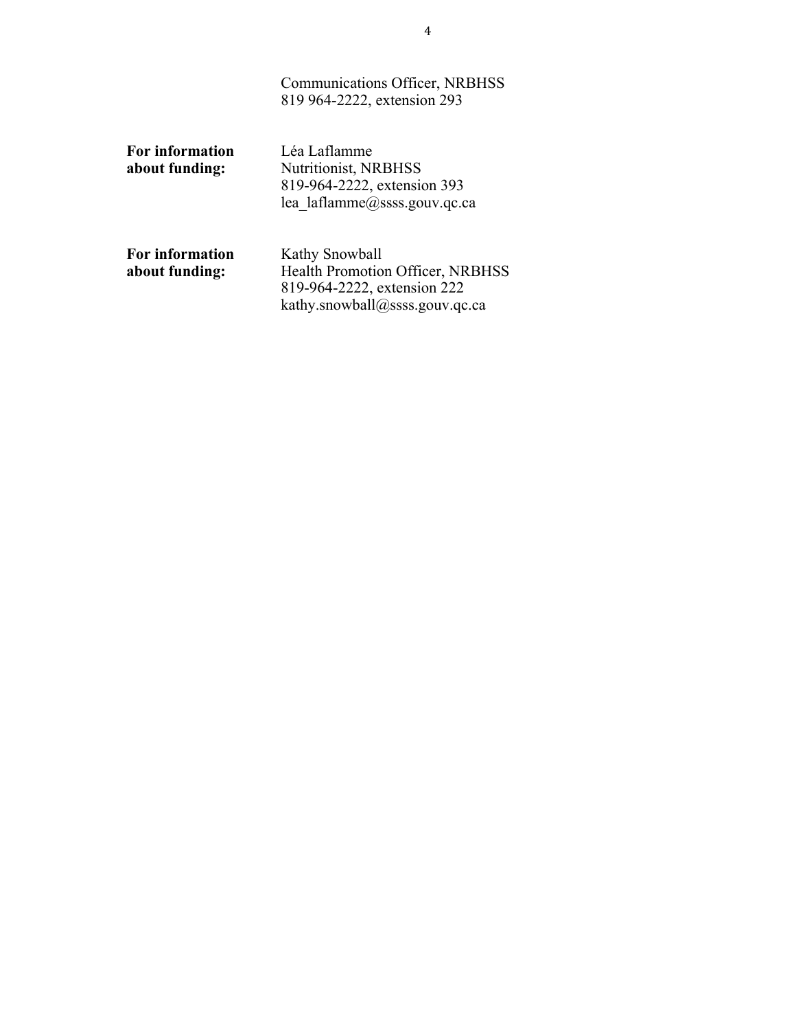Communications Officer, NRBHSS
819 964-2222, extension 293

**For information about funding:**

Léa Laflamme
Nutritionist, NRBHSS
819-964-2222, extension 393
lea_laflamme@ssss.gouv.qc.ca

**For information about funding:**

Kathy Snowball
Health Promotion Officer, NRBHSS
819-964-2222, extension 222
kathy.snowball@ssss.gouv.qc.ca